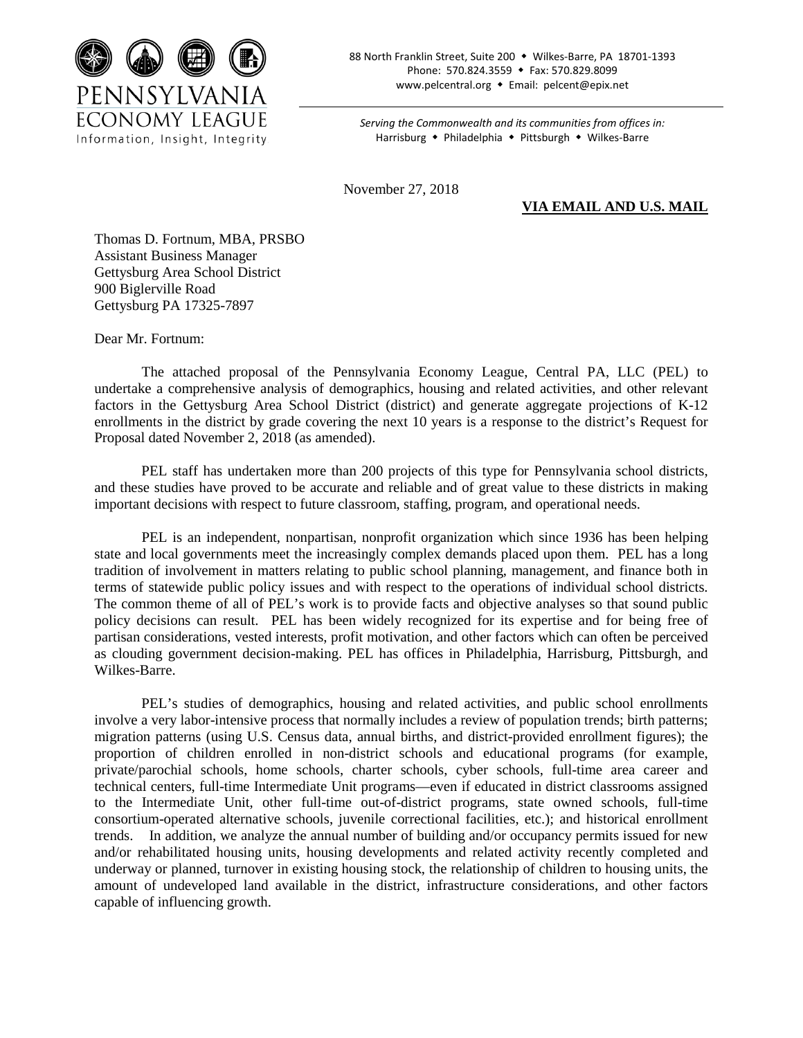PENNSYLVANIA
ECONOMY LEAGUE
Information, Insight, Integrity

88 North Franklin Street, Suite 200 ◆ Wilkes-Barre, PA 18701-1393
Phone: 570.824.3559 ◆ Fax: 570.829.8099
www.pelcentral.org ◆ Email: pelcent@epix.net

*Serving the Commonwealth and its communities from offices in:*
Harrisburg ◆ Philadelphia ◆ Pittsburgh ◆ Wilkes-Barre

November 27, 2018

**VIA EMAIL AND U.S. MAIL**

Thomas D. Fortnum, MBA, PRSBO
Assistant Business Manager
Gettysburg Area School District
900 Biglerville Road
Gettysburg PA 17325-7897

Dear Mr. Fortnum:

The attached proposal of the Pennsylvania Economy League, Central PA, LLC (PEL) to undertake a comprehensive analysis of demographics, housing and related activities, and other relevant factors in the Gettysburg Area School District (district) and generate aggregate projections of K-12 enrollments in the district by grade covering the next 10 years is a response to the district's Request for Proposal dated November 2, 2018 (as amended).

PEL staff has undertaken more than 200 projects of this type for Pennsylvania school districts, and these studies have proved to be accurate and reliable and of great value to these districts in making important decisions with respect to future classroom, staffing, program, and operational needs.

PEL is an independent, nonpartisan, nonprofit organization which since 1936 has been helping state and local governments meet the increasingly complex demands placed upon them. PEL has a long tradition of involvement in matters relating to public school planning, management, and finance both in terms of statewide public policy issues and with respect to the operations of individual school districts. The common theme of all of PEL's work is to provide facts and objective analyses so that sound public policy decisions can result. PEL has been widely recognized for its expertise and for being free of partisan considerations, vested interests, profit motivation, and other factors which can often be perceived as clouding government decision-making. PEL has offices in Philadelphia, Harrisburg, Pittsburgh, and Wilkes-Barre.

PEL's studies of demographics, housing and related activities, and public school enrollments involve a very labor-intensive process that normally includes a review of population trends; birth patterns; migration patterns (using U.S. Census data, annual births, and district-provided enrollment figures); the proportion of children enrolled in non-district schools and educational programs (for example, private/parochial schools, home schools, charter schools, cyber schools, full-time area career and technical centers, full-time Intermediate Unit programs—even if educated in district classrooms assigned to the Intermediate Unit, other full-time out-of-district programs, state owned schools, full-time consortium-operated alternative schools, juvenile correctional facilities, etc.); and historical enrollment trends. In addition, we analyze the annual number of building and/or occupancy permits issued for new and/or rehabilitated housing units, housing developments and related activity recently completed and underway or planned, turnover in existing housing stock, the relationship of children to housing units, the amount of undeveloped land available in the district, infrastructure considerations, and other factors capable of influencing growth.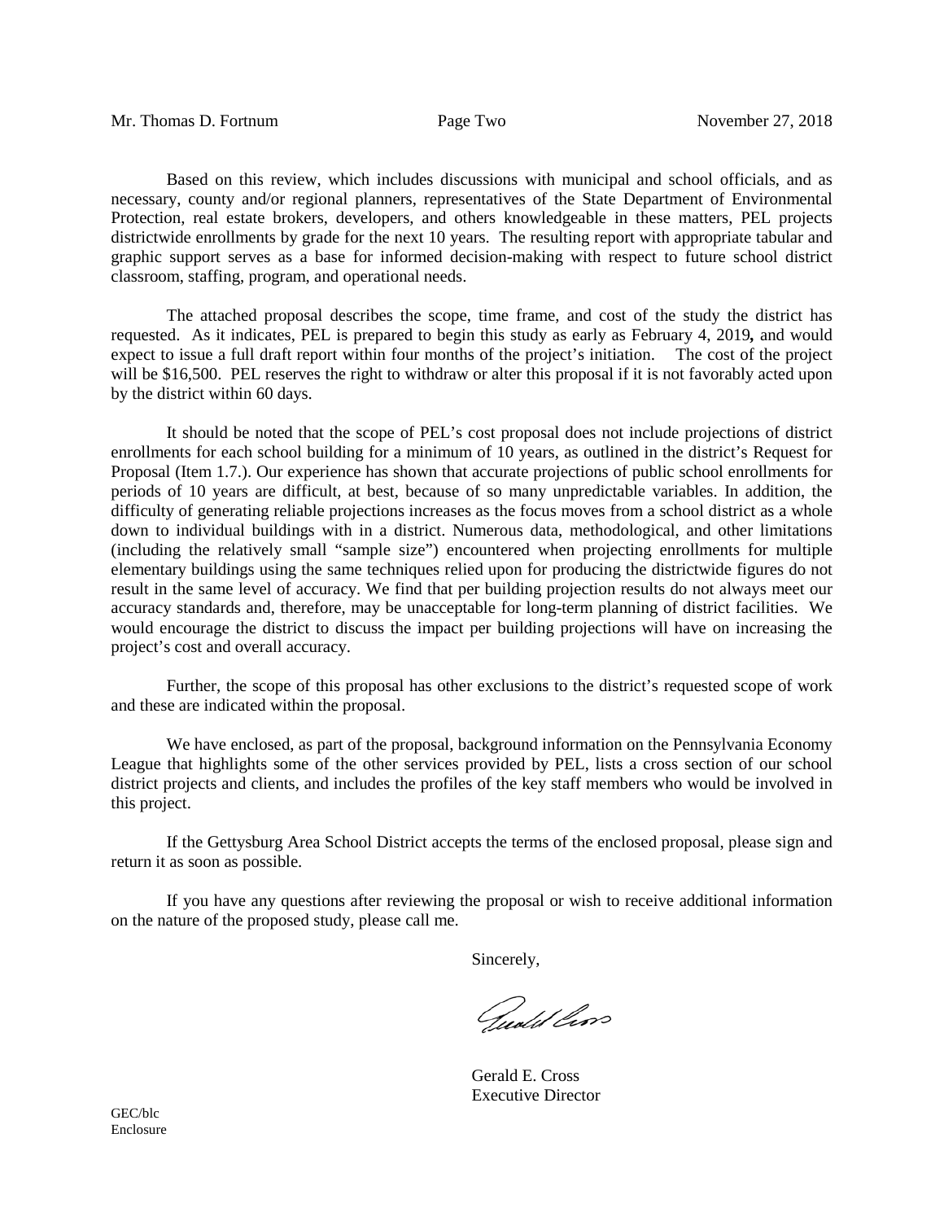Based on this review, which includes discussions with municipal and school officials, and as necessary, county and/or regional planners, representatives of the State Department of Environmental Protection, real estate brokers, developers, and others knowledgeable in these matters, PEL projects districtwide enrollments by grade for the next 10 years. The resulting report with appropriate tabular and graphic support serves as a base for informed decision-making with respect to future school district classroom, staffing, program, and operational needs.

The attached proposal describes the scope, time frame, and cost of the study the district has requested. As it indicates, PEL is prepared to begin this study as early as February 4, 2019**,** and would expect to issue a full draft report within four months of the project's initiation. The cost of the project will be $16,500. PEL reserves the right to withdraw or alter this proposal if it is not favorably acted upon by the district within 60 days.

It should be noted that the scope of PEL's cost proposal does not include projections of district enrollments for each school building for a minimum of 10 years, as outlined in the district's Request for Proposal (Item 1.7.). Our experience has shown that accurate projections of public school enrollments for periods of 10 years are difficult, at best, because of so many unpredictable variables. In addition, the difficulty of generating reliable projections increases as the focus moves from a school district as a whole down to individual buildings with in a district. Numerous data, methodological, and other limitations (including the relatively small "sample size") encountered when projecting enrollments for multiple elementary buildings using the same techniques relied upon for producing the districtwide figures do not result in the same level of accuracy. We find that per building projection results do not always meet our accuracy standards and, therefore, may be unacceptable for long-term planning of district facilities. We would encourage the district to discuss the impact per building projections will have on increasing the project's cost and overall accuracy.

Further, the scope of this proposal has other exclusions to the district's requested scope of work and these are indicated within the proposal.

We have enclosed, as part of the proposal, background information on the Pennsylvania Economy League that highlights some of the other services provided by PEL, lists a cross section of our school district projects and clients, and includes the profiles of the key staff members who would be involved in this project.

If the Gettysburg Area School District accepts the terms of the enclosed proposal, please sign and return it as soon as possible.

If you have any questions after reviewing the proposal or wish to receive additional information on the nature of the proposed study, please call me.

Sincerely,

Gerald E. Cross
Executive Director

GEC/blc
Enclosure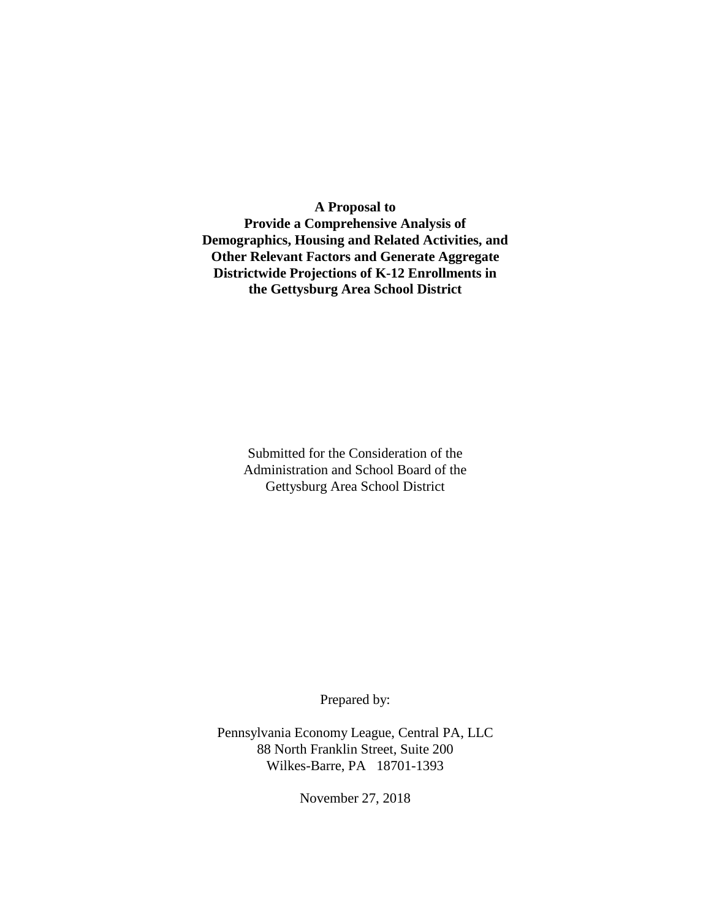**A Proposal to**
**Provide a Comprehensive Analysis of**
**Demographics, Housing and Related Activities, and**
**Other Relevant Factors and Generate Aggregate**
**Districtwide Projections of K-12 Enrollments in**
**the Gettysburg Area School District**

Submitted for the Consideration of the
Administration and School Board of the
Gettysburg Area School District

Prepared by:

Pennsylvania Economy League, Central PA, LLC
88 North Franklin Street, Suite 200
Wilkes-Barre, PA 18701-1393

November 27, 2018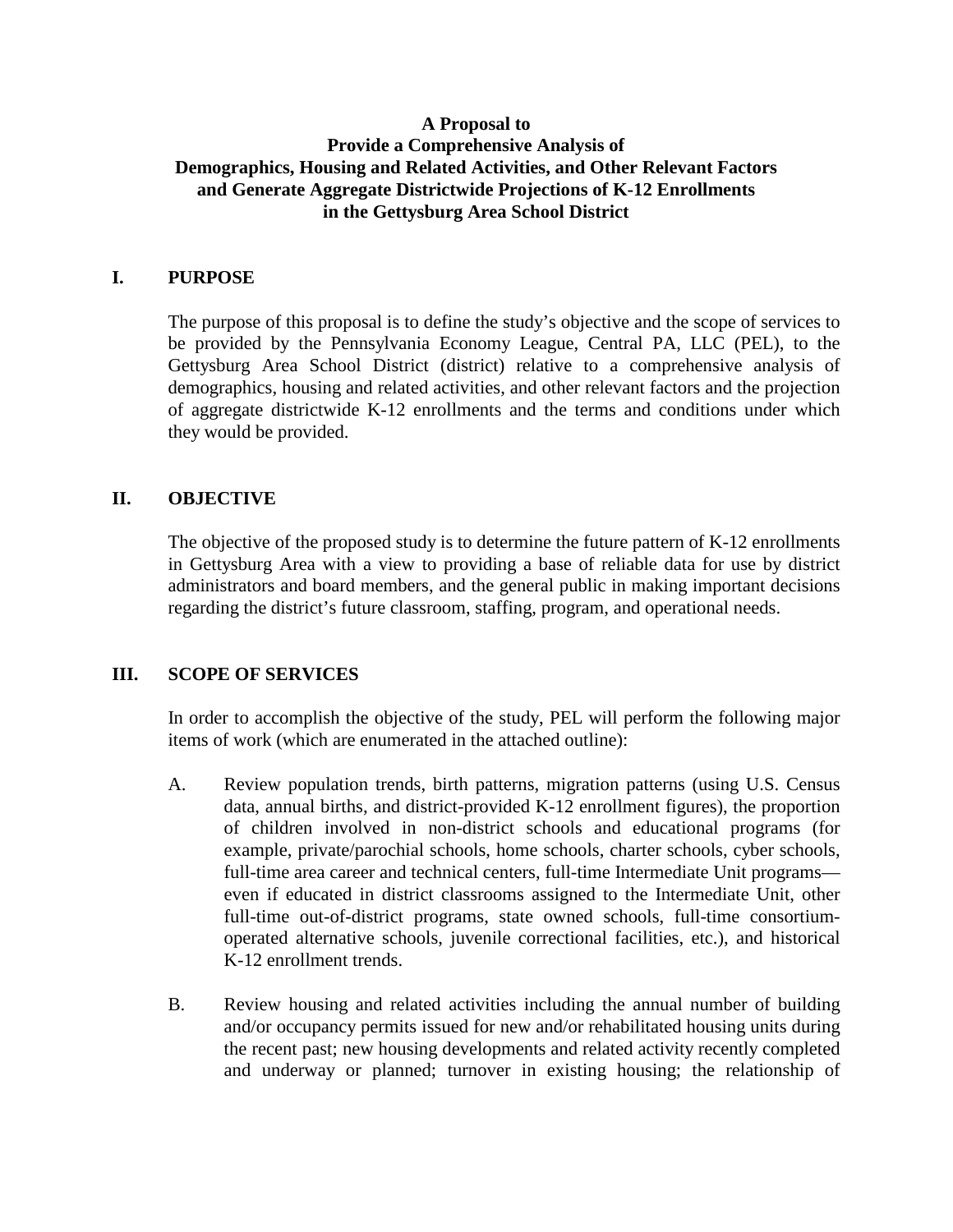**A Proposal to**
**Provide a Comprehensive Analysis of**
**Demographics, Housing and Related Activities, and Other Relevant Factors**
**and Generate Aggregate Districtwide Projections of K-12 Enrollments**
**in the Gettysburg Area School District**

## I. PURPOSE

The purpose of this proposal is to define the study's objective and the scope of services to be provided by the Pennsylvania Economy League, Central PA, LLC (PEL), to the Gettysburg Area School District (district) relative to a comprehensive analysis of demographics, housing and related activities, and other relevant factors and the projection of aggregate districtwide K-12 enrollments and the terms and conditions under which they would be provided.

## II. OBJECTIVE

The objective of the proposed study is to determine the future pattern of K-12 enrollments in Gettysburg Area with a view to providing a base of reliable data for use by district administrators and board members, and the general public in making important decisions regarding the district's future classroom, staffing, program, and operational needs.

## III. SCOPE OF SERVICES

In order to accomplish the objective of the study, PEL will perform the following major items of work (which are enumerated in the attached outline):

A. Review population trends, birth patterns, migration patterns (using U.S. Census data, annual births, and district-provided K-12 enrollment figures), the proportion of children involved in non-district schools and educational programs (for example, private/parochial schools, home schools, charter schools, cyber schools, full-time area career and technical centers, full-time Intermediate Unit programs—even if educated in district classrooms assigned to the Intermediate Unit, other full-time out-of-district programs, state owned schools, full-time consortium-operated alternative schools, juvenile correctional facilities, etc.), and historical K-12 enrollment trends.

B. Review housing and related activities including the annual number of building and/or occupancy permits issued for new and/or rehabilitated housing units during the recent past; new housing developments and related activity recently completed and underway or planned; turnover in existing housing; the relationship of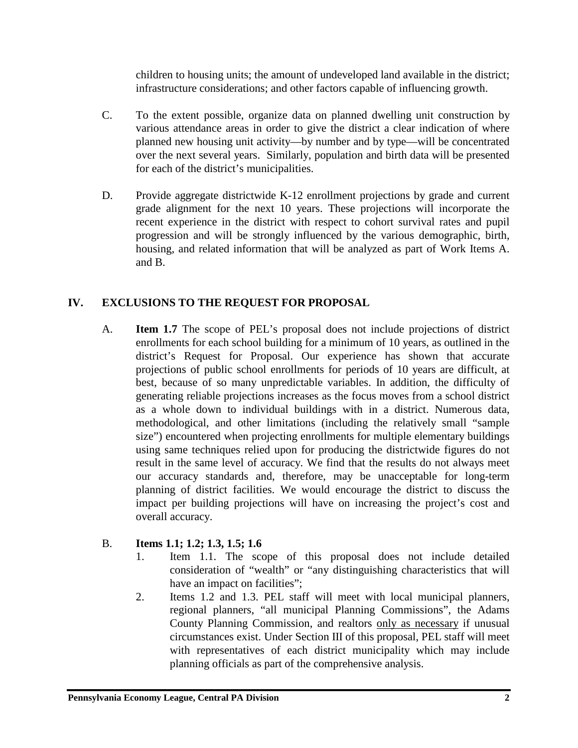children to housing units; the amount of undeveloped land available in the district; infrastructure considerations; and other factors capable of influencing growth.

C. To the extent possible, organize data on planned dwelling unit construction by various attendance areas in order to give the district a clear indication of where planned new housing unit activity—by number and by type—will be concentrated over the next several years. Similarly, population and birth data will be presented for each of the district's municipalities.

D. Provide aggregate districtwide K-12 enrollment projections by grade and current grade alignment for the next 10 years. These projections will incorporate the recent experience in the district with respect to cohort survival rates and pupil progression and will be strongly influenced by the various demographic, birth, housing, and related information that will be analyzed as part of Work Items A. and B.

## IV. EXCLUSIONS TO THE REQUEST FOR PROPOSAL

A. **Item 1.7** The scope of PEL's proposal does not include projections of district enrollments for each school building for a minimum of 10 years, as outlined in the district's Request for Proposal. Our experience has shown that accurate projections of public school enrollments for periods of 10 years are difficult, at best, because of so many unpredictable variables. In addition, the difficulty of generating reliable projections increases as the focus moves from a school district as a whole down to individual buildings with in a district. Numerous data, methodological, and other limitations (including the relatively small "sample size") encountered when projecting enrollments for multiple elementary buildings using same techniques relied upon for producing the districtwide figures do not result in the same level of accuracy. We find that the results do not always meet our accuracy standards and, therefore, may be unacceptable for long-term planning of district facilities. We would encourage the district to discuss the impact per building projections will have on increasing the project's cost and overall accuracy.

B. **Items 1.1; 1.2; 1.3, 1.5; 1.6**

1. Item 1.1. The scope of this proposal does not include detailed consideration of "wealth" or "any distinguishing characteristics that will have an impact on facilities";
2. Items 1.2 and 1.3. PEL staff will meet with local municipal planners, regional planners, "all municipal Planning Commissions", the Adams County Planning Commission, and realtors <u>only as necessary</u> if unusual circumstances exist. Under Section III of this proposal, PEL staff will meet with representatives of each district municipality which may include planning officials as part of the comprehensive analysis.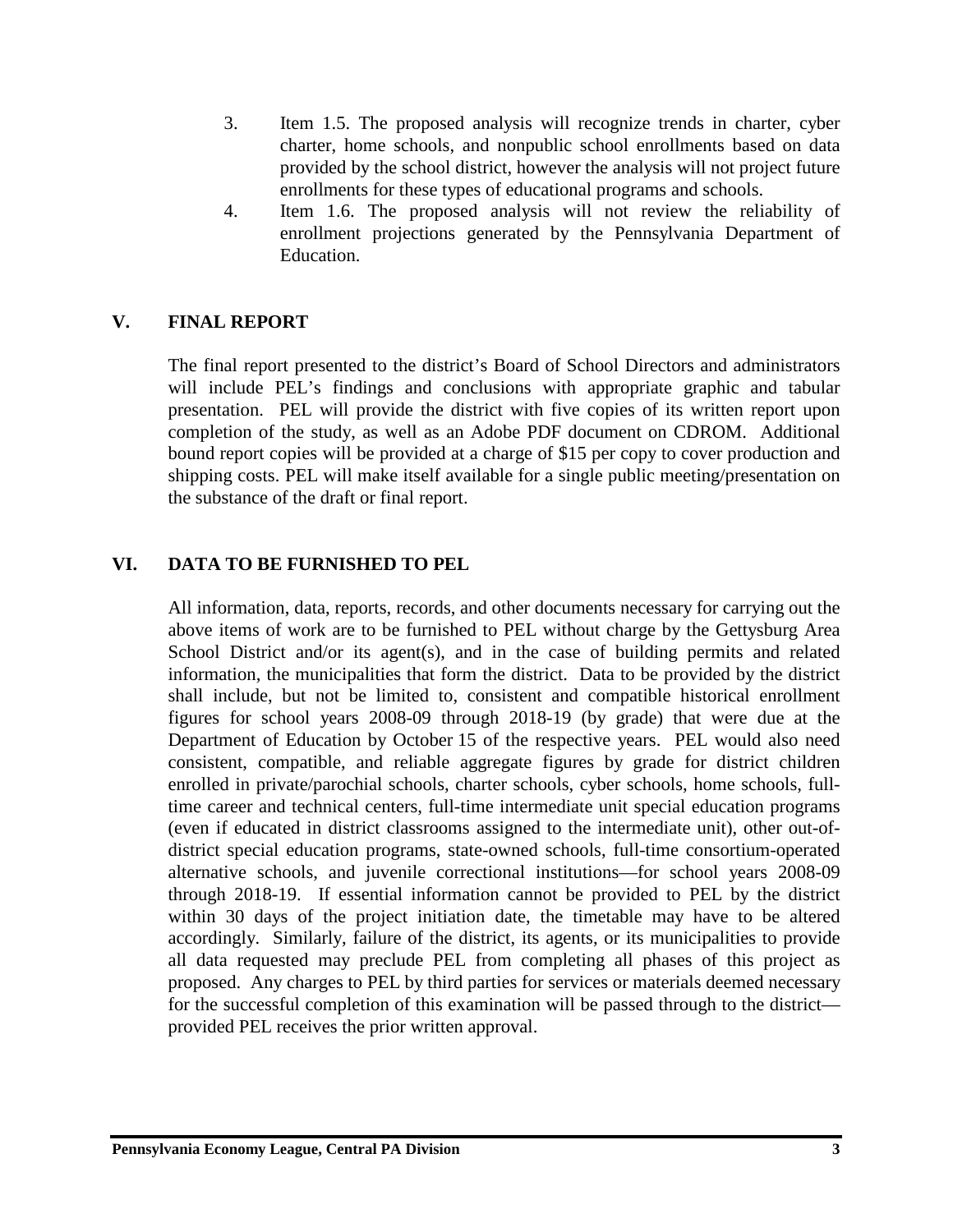3. Item 1.5. The proposed analysis will recognize trends in charter, cyber charter, home schools, and nonpublic school enrollments based on data provided by the school district, however the analysis will not project future enrollments for these types of educational programs and schools.
4. Item 1.6. The proposed analysis will not review the reliability of enrollment projections generated by the Pennsylvania Department of Education.

## V. FINAL REPORT

The final report presented to the district's Board of School Directors and administrators will include PEL's findings and conclusions with appropriate graphic and tabular presentation. PEL will provide the district with five copies of its written report upon completion of the study, as well as an Adobe PDF document on CDROM. Additional bound report copies will be provided at a charge of $15 per copy to cover production and shipping costs. PEL will make itself available for a single public meeting/presentation on the substance of the draft or final report.

## VI. DATA TO BE FURNISHED TO PEL

All information, data, reports, records, and other documents necessary for carrying out the above items of work are to be furnished to PEL without charge by the Gettysburg Area School District and/or its agent(s), and in the case of building permits and related information, the municipalities that form the district. Data to be provided by the district shall include, but not be limited to, consistent and compatible historical enrollment figures for school years 2008-09 through 2018-19 (by grade) that were due at the Department of Education by October 15 of the respective years. PEL would also need consistent, compatible, and reliable aggregate figures by grade for district children enrolled in private/parochial schools, charter schools, cyber schools, home schools, full-time career and technical centers, full-time intermediate unit special education programs (even if educated in district classrooms assigned to the intermediate unit), other out-of-district special education programs, state-owned schools, full-time consortium-operated alternative schools, and juvenile correctional institutions—for school years 2008-09 through 2018-19. If essential information cannot be provided to PEL by the district within 30 days of the project initiation date, the timetable may have to be altered accordingly. Similarly, failure of the district, its agents, or its municipalities to provide all data requested may preclude PEL from completing all phases of this project as proposed. Any charges to PEL by third parties for services or materials deemed necessary for the successful completion of this examination will be passed through to the district—provided PEL receives the prior written approval.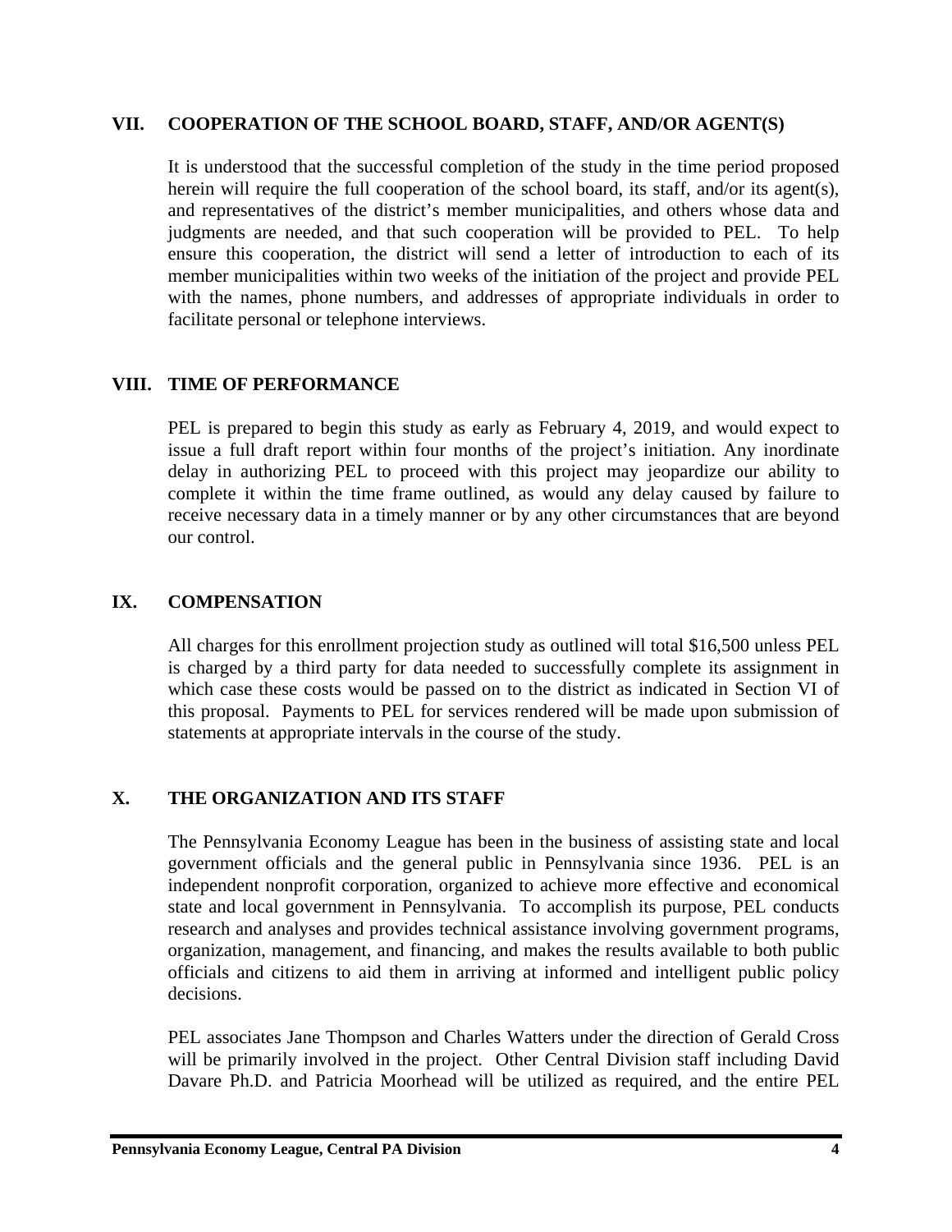## VII. COOPERATION OF THE SCHOOL BOARD, STAFF, AND/OR AGENT(S)

It is understood that the successful completion of the study in the time period proposed herein will require the full cooperation of the school board, its staff, and/or its agent(s), and representatives of the district's member municipalities, and others whose data and judgments are needed, and that such cooperation will be provided to PEL. To help ensure this cooperation, the district will send a letter of introduction to each of its member municipalities within two weeks of the initiation of the project and provide PEL with the names, phone numbers, and addresses of appropriate individuals in order to facilitate personal or telephone interviews.

## VIII. TIME OF PERFORMANCE

PEL is prepared to begin this study as early as February 4, 2019, and would expect to issue a full draft report within four months of the project's initiation. Any inordinate delay in authorizing PEL to proceed with this project may jeopardize our ability to complete it within the time frame outlined, as would any delay caused by failure to receive necessary data in a timely manner or by any other circumstances that are beyond our control.

## IX. COMPENSATION

All charges for this enrollment projection study as outlined will total $16,500 unless PEL is charged by a third party for data needed to successfully complete its assignment in which case these costs would be passed on to the district as indicated in Section VI of this proposal. Payments to PEL for services rendered will be made upon submission of statements at appropriate intervals in the course of the study.

## X. THE ORGANIZATION AND ITS STAFF

The Pennsylvania Economy League has been in the business of assisting state and local government officials and the general public in Pennsylvania since 1936. PEL is an independent nonprofit corporation, organized to achieve more effective and economical state and local government in Pennsylvania. To accomplish its purpose, PEL conducts research and analyses and provides technical assistance involving government programs, organization, management, and financing, and makes the results available to both public officials and citizens to aid them in arriving at informed and intelligent public policy decisions.

PEL associates Jane Thompson and Charles Watters under the direction of Gerald Cross will be primarily involved in the project. Other Central Division staff including David Davare Ph.D. and Patricia Moorhead will be utilized as required, and the entire PEL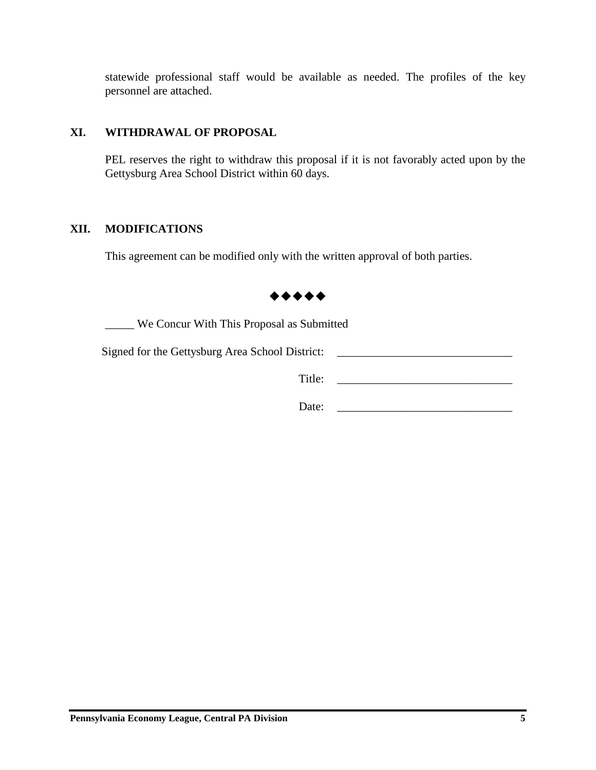statewide professional staff would be available as needed. The profiles of the key personnel are attached.

## XI. WITHDRAWAL OF PROPOSAL

PEL reserves the right to withdraw this proposal if it is not favorably acted upon by the Gettysburg Area School District within 60 days.

## XII. MODIFICATIONS

This agreement can be modified only with the written approval of both parties.

◆◆◆◆◆

_____ We Concur With This Proposal as Submitted

Signed for the Gettysburg Area School District: ______________________________

Title: ______________________________

Date: ______________________________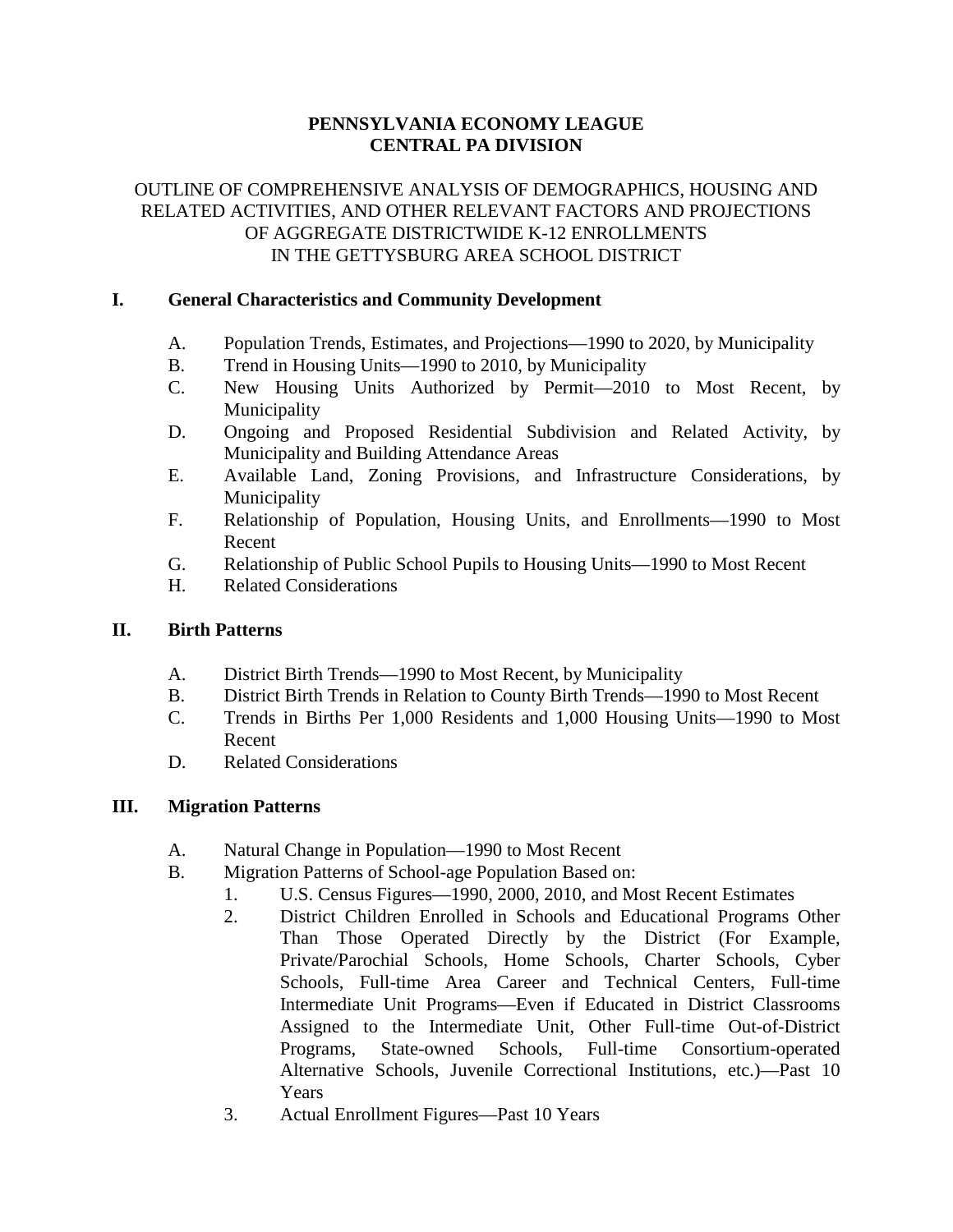**PENNSYLVANIA ECONOMY LEAGUE**
**CENTRAL PA DIVISION**

OUTLINE OF COMPREHENSIVE ANALYSIS OF DEMOGRAPHICS, HOUSING AND RELATED ACTIVITIES, AND OTHER RELEVANT FACTORS AND PROJECTIONS OF AGGREGATE DISTRICTWIDE K-12 ENROLLMENTS IN THE GETTYSBURG AREA SCHOOL DISTRICT

## I. General Characteristics and Community Development

A. Population Trends, Estimates, and Projections—1990 to 2020, by Municipality
B. Trend in Housing Units—1990 to 2010, by Municipality
C. New Housing Units Authorized by Permit—2010 to Most Recent, by Municipality
D. Ongoing and Proposed Residential Subdivision and Related Activity, by Municipality and Building Attendance Areas
E. Available Land, Zoning Provisions, and Infrastructure Considerations, by Municipality
F. Relationship of Population, Housing Units, and Enrollments—1990 to Most Recent
G. Relationship of Public School Pupils to Housing Units—1990 to Most Recent
H. Related Considerations

## II. Birth Patterns

A. District Birth Trends—1990 to Most Recent, by Municipality
B. District Birth Trends in Relation to County Birth Trends—1990 to Most Recent
C. Trends in Births Per 1,000 Residents and 1,000 Housing Units—1990 to Most Recent
D. Related Considerations

## III. Migration Patterns

A. Natural Change in Population—1990 to Most Recent
B. Migration Patterns of School-age Population Based on:
   1. U.S. Census Figures—1990, 2000, 2010, and Most Recent Estimates
   2. District Children Enrolled in Schools and Educational Programs Other Than Those Operated Directly by the District (For Example, Private/Parochial Schools, Home Schools, Charter Schools, Cyber Schools, Full-time Area Career and Technical Centers, Full-time Intermediate Unit Programs—Even if Educated in District Classrooms Assigned to the Intermediate Unit, Other Full-time Out-of-District Programs, State-owned Schools, Full-time Consortium-operated Alternative Schools, Juvenile Correctional Institutions, etc.)—Past 10 Years
   3. Actual Enrollment Figures—Past 10 Years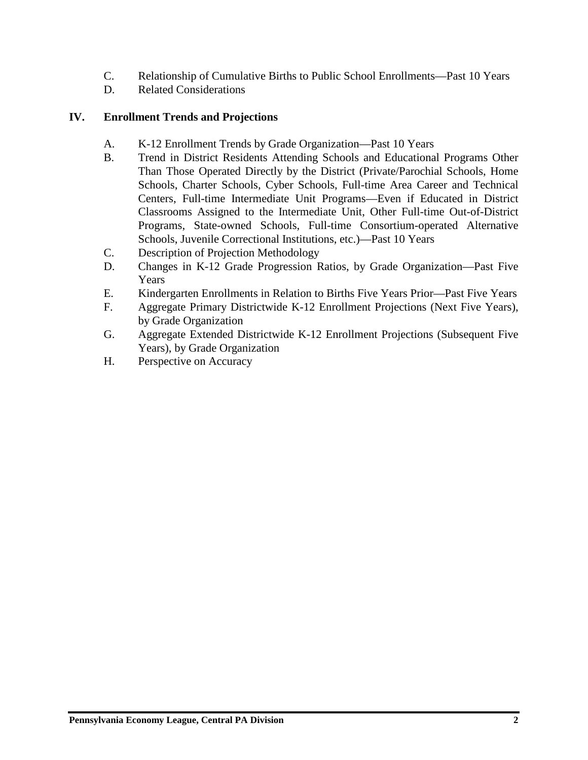C. Relationship of Cumulative Births to Public School Enrollments—Past 10 Years
D. Related Considerations

## IV. Enrollment Trends and Projections

A. K-12 Enrollment Trends by Grade Organization—Past 10 Years
B. Trend in District Residents Attending Schools and Educational Programs Other Than Those Operated Directly by the District (Private/Parochial Schools, Home Schools, Charter Schools, Cyber Schools, Full-time Area Career and Technical Centers, Full-time Intermediate Unit Programs—Even if Educated in District Classrooms Assigned to the Intermediate Unit, Other Full-time Out-of-District Programs, State-owned Schools, Full-time Consortium-operated Alternative Schools, Juvenile Correctional Institutions, etc.)—Past 10 Years
C. Description of Projection Methodology
D. Changes in K-12 Grade Progression Ratios, by Grade Organization—Past Five Years
E. Kindergarten Enrollments in Relation to Births Five Years Prior—Past Five Years
F. Aggregate Primary Districtwide K-12 Enrollment Projections (Next Five Years), by Grade Organization
G. Aggregate Extended Districtwide K-12 Enrollment Projections (Subsequent Five Years), by Grade Organization
H. Perspective on Accuracy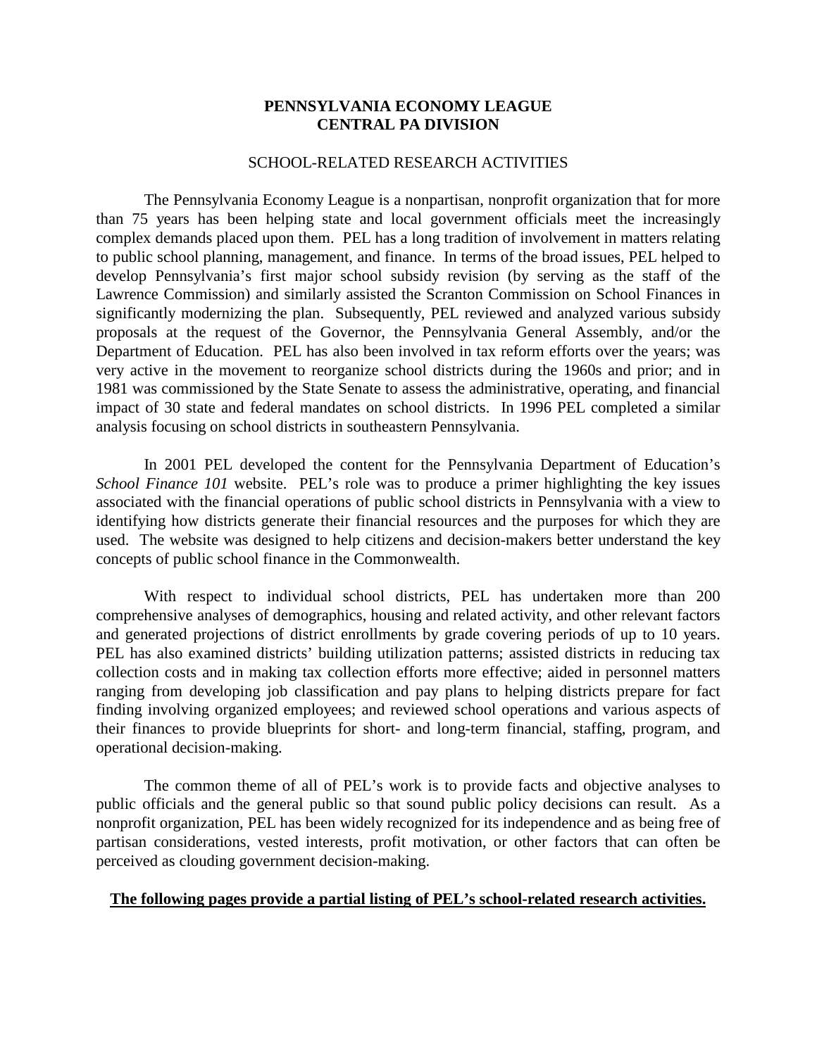**PENNSYLVANIA ECONOMY LEAGUE**
**CENTRAL PA DIVISION**

SCHOOL-RELATED RESEARCH ACTIVITIES

The Pennsylvania Economy League is a nonpartisan, nonprofit organization that for more than 75 years has been helping state and local government officials meet the increasingly complex demands placed upon them. PEL has a long tradition of involvement in matters relating to public school planning, management, and finance. In terms of the broad issues, PEL helped to develop Pennsylvania's first major school subsidy revision (by serving as the staff of the Lawrence Commission) and similarly assisted the Scranton Commission on School Finances in significantly modernizing the plan. Subsequently, PEL reviewed and analyzed various subsidy proposals at the request of the Governor, the Pennsylvania General Assembly, and/or the Department of Education. PEL has also been involved in tax reform efforts over the years; was very active in the movement to reorganize school districts during the 1960s and prior; and in 1981 was commissioned by the State Senate to assess the administrative, operating, and financial impact of 30 state and federal mandates on school districts. In 1996 PEL completed a similar analysis focusing on school districts in southeastern Pennsylvania.

In 2001 PEL developed the content for the Pennsylvania Department of Education's *School Finance 101* website. PEL's role was to produce a primer highlighting the key issues associated with the financial operations of public school districts in Pennsylvania with a view to identifying how districts generate their financial resources and the purposes for which they are used. The website was designed to help citizens and decision-makers better understand the key concepts of public school finance in the Commonwealth.

With respect to individual school districts, PEL has undertaken more than 200 comprehensive analyses of demographics, housing and related activity, and other relevant factors and generated projections of district enrollments by grade covering periods of up to 10 years. PEL has also examined districts' building utilization patterns; assisted districts in reducing tax collection costs and in making tax collection efforts more effective; aided in personnel matters ranging from developing job classification and pay plans to helping districts prepare for fact finding involving organized employees; and reviewed school operations and various aspects of their finances to provide blueprints for short- and long-term financial, staffing, program, and operational decision-making.

The common theme of all of PEL's work is to provide facts and objective analyses to public officials and the general public so that sound public policy decisions can result. As a nonprofit organization, PEL has been widely recognized for its independence and as being free of partisan considerations, vested interests, profit motivation, or other factors that can often be perceived as clouding government decision-making.

**The following pages provide a partial listing of PEL's school-related research activities.**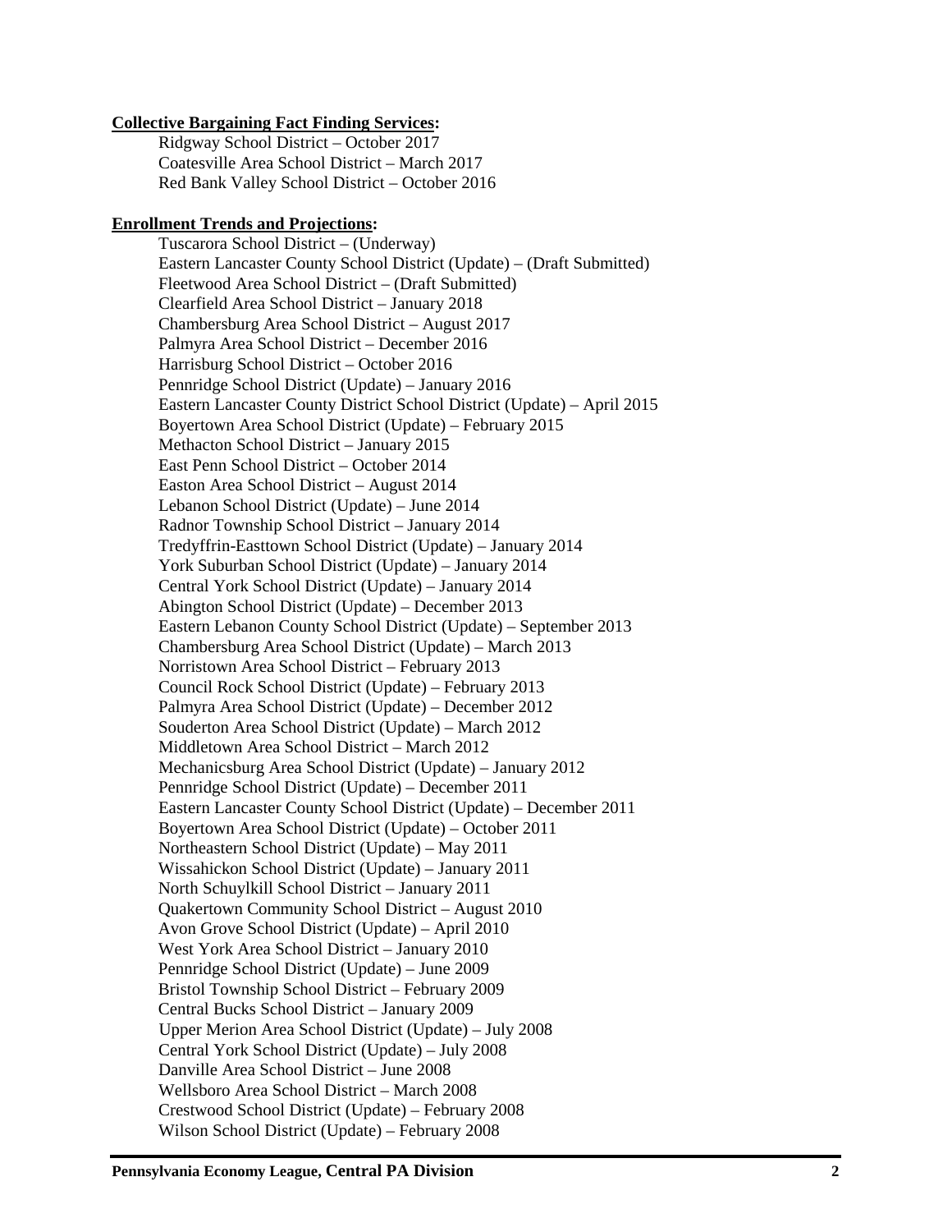**<u>Collective Bargaining Fact Finding Services</u>:**

Ridgway School District – October 2017
Coatesville Area School District – March 2017
Red Bank Valley School District – October 2016

**<u>Enrollment Trends and Projections</u>:**

Tuscarora School District – (Underway)
Eastern Lancaster County School District (Update) – (Draft Submitted)
Fleetwood Area School District – (Draft Submitted)
Clearfield Area School District – January 2018
Chambersburg Area School District – August 2017
Palmyra Area School District – December 2016
Harrisburg School District – October 2016
Pennridge School District (Update) – January 2016
Eastern Lancaster County District School District (Update) – April 2015
Boyertown Area School District (Update) – February 2015
Methacton School District – January 2015
East Penn School District – October 2014
Easton Area School District – August 2014
Lebanon School District (Update) – June 2014
Radnor Township School District – January 2014
Tredyffrin-Easttown School District (Update) – January 2014
York Suburban School District (Update) – January 2014
Central York School District (Update) – January 2014
Abington School District (Update) – December 2013
Eastern Lebanon County School District (Update) – September 2013
Chambersburg Area School District (Update) – March 2013
Norristown Area School District – February 2013
Council Rock School District (Update) – February 2013
Palmyra Area School District (Update) – December 2012
Souderton Area School District (Update) – March 2012
Middletown Area School District – March 2012
Mechanicsburg Area School District (Update) – January 2012
Pennridge School District (Update) – December 2011
Eastern Lancaster County School District (Update) – December 2011
Boyertown Area School District (Update) – October 2011
Northeastern School District (Update) – May 2011
Wissahickon School District (Update) – January 2011
North Schuylkill School District – January 2011
Quakertown Community School District – August 2010
Avon Grove School District (Update) – April 2010
West York Area School District – January 2010
Pennridge School District (Update) – June 2009
Bristol Township School District – February 2009
Central Bucks School District – January 2009
Upper Merion Area School District (Update) – July 2008
Central York School District (Update) – July 2008
Danville Area School District – June 2008
Wellsboro Area School District – March 2008
Crestwood School District (Update) – February 2008
Wilson School District (Update) – February 2008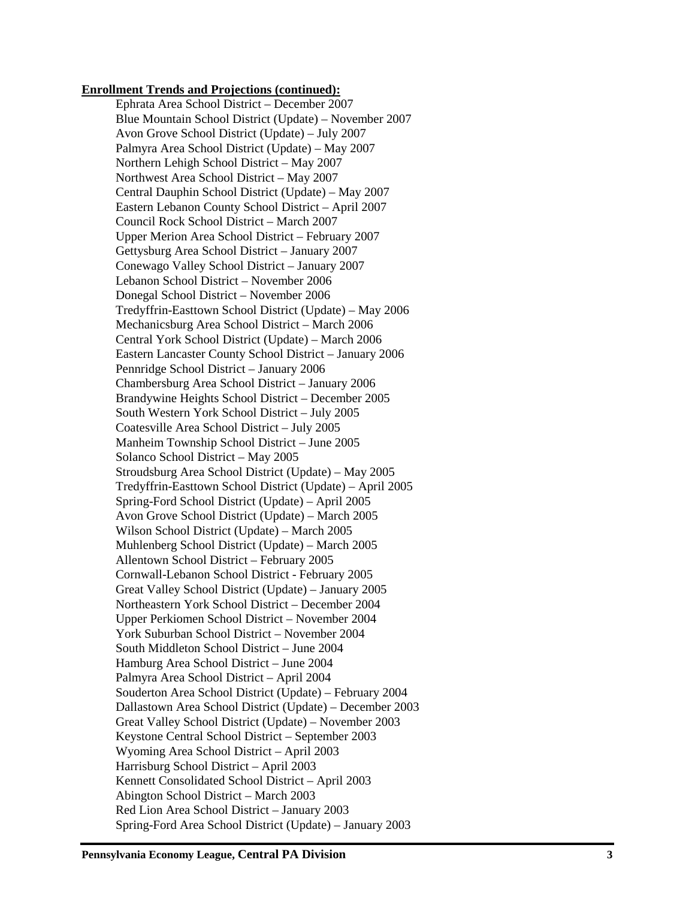**Enrollment Trends and Projections (continued):**

Ephrata Area School District – December 2007
Blue Mountain School District (Update) – November 2007
Avon Grove School District (Update) – July 2007
Palmyra Area School District (Update) – May 2007
Northern Lehigh School District – May 2007
Northwest Area School District – May 2007
Central Dauphin School District (Update) – May 2007
Eastern Lebanon County School District – April 2007
Council Rock School District – March 2007
Upper Merion Area School District – February 2007
Gettysburg Area School District – January 2007
Conewago Valley School District – January 2007
Lebanon School District – November 2006
Donegal School District – November 2006
Tredyffrin-Easttown School District (Update) – May 2006
Mechanicsburg Area School District – March 2006
Central York School District (Update) – March 2006
Eastern Lancaster County School District – January 2006
Pennridge School District – January 2006
Chambersburg Area School District – January 2006
Brandywine Heights School District – December 2005
South Western York School District – July 2005
Coatesville Area School District – July 2005
Manheim Township School District – June 2005
Solanco School District – May 2005
Stroudsburg Area School District (Update) – May 2005
Tredyffrin-Easttown School District (Update) – April 2005
Spring-Ford School District (Update) – April 2005
Avon Grove School District (Update) – March 2005
Wilson School District (Update) – March 2005
Muhlenberg School District (Update) – March 2005
Allentown School District – February 2005
Cornwall-Lebanon School District - February 2005
Great Valley School District (Update) – January 2005
Northeastern York School District – December 2004
Upper Perkiomen School District – November 2004
York Suburban School District – November 2004
South Middleton School District – June 2004
Hamburg Area School District – June 2004
Palmyra Area School District – April 2004
Souderton Area School District (Update) – February 2004
Dallastown Area School District (Update) – December 2003
Great Valley School District (Update) – November 2003
Keystone Central School District – September 2003
Wyoming Area School District – April 2003
Harrisburg School District – April 2003
Kennett Consolidated School District – April 2003
Abington School District – March 2003
Red Lion Area School District – January 2003
Spring-Ford Area School District (Update) – January 2003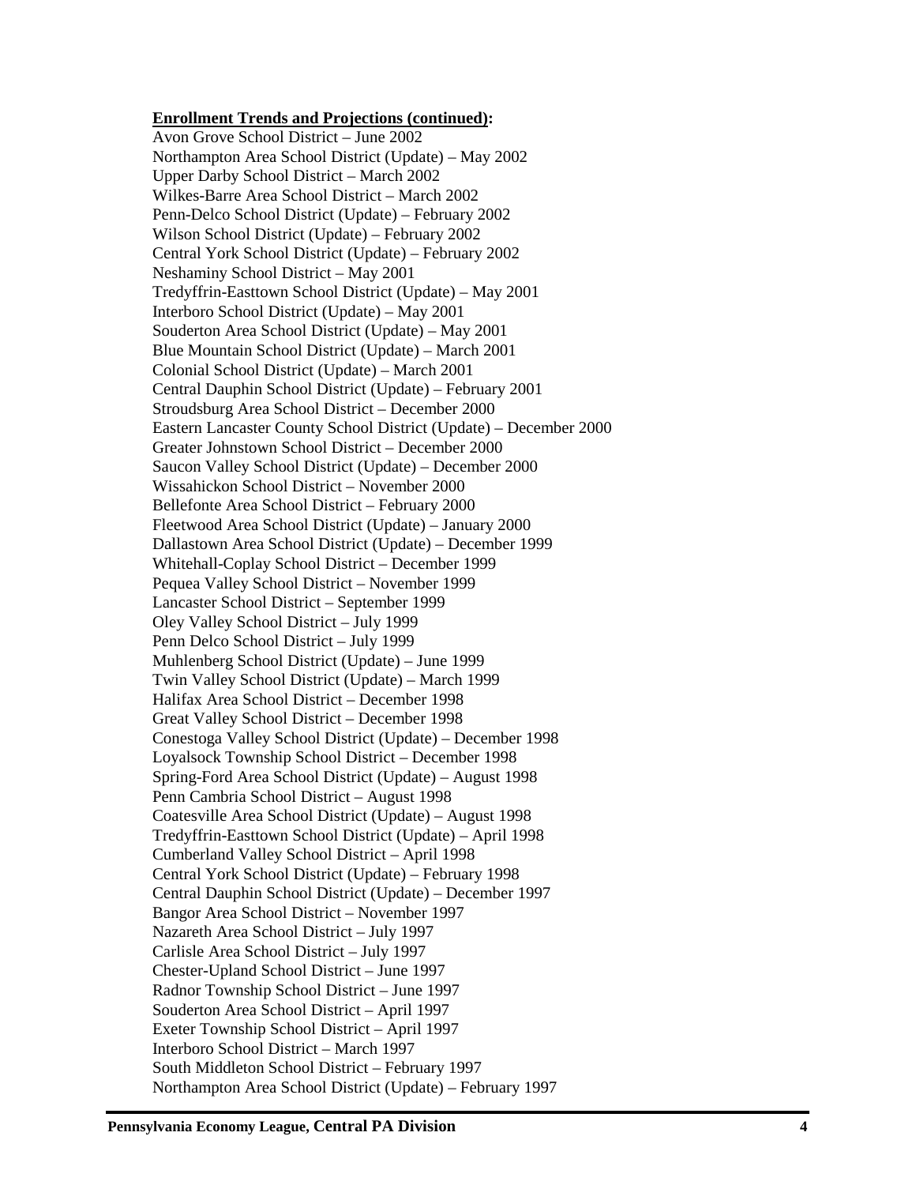**Enrollment Trends and Projections (continued):**

Avon Grove School District – June 2002
Northampton Area School District (Update) – May 2002
Upper Darby School District – March 2002
Wilkes-Barre Area School District – March 2002
Penn-Delco School District (Update) – February 2002
Wilson School District (Update) – February 2002
Central York School District (Update) – February 2002
Neshaminy School District – May 2001
Tredyffrin-Easttown School District (Update) – May 2001
Interboro School District (Update) – May 2001
Souderton Area School District (Update) – May 2001
Blue Mountain School District (Update) – March 2001
Colonial School District (Update) – March 2001
Central Dauphin School District (Update) – February 2001
Stroudsburg Area School District – December 2000
Eastern Lancaster County School District (Update) – December 2000
Greater Johnstown School District – December 2000
Saucon Valley School District (Update) – December 2000
Wissahickon School District – November 2000
Bellefonte Area School District – February 2000
Fleetwood Area School District (Update) – January 2000
Dallastown Area School District (Update) – December 1999
Whitehall-Coplay School District – December 1999
Pequea Valley School District – November 1999
Lancaster School District – September 1999
Oley Valley School District – July 1999
Penn Delco School District – July 1999
Muhlenberg School District (Update) – June 1999
Twin Valley School District (Update) – March 1999
Halifax Area School District – December 1998
Great Valley School District – December 1998
Conestoga Valley School District (Update) – December 1998
Loyalsock Township School District – December 1998
Spring-Ford Area School District (Update) – August 1998
Penn Cambria School District – August 1998
Coatesville Area School District (Update) – August 1998
Tredyffrin-Easttown School District (Update) – April 1998
Cumberland Valley School District – April 1998
Central York School District (Update) – February 1998
Central Dauphin School District (Update) – December 1997
Bangor Area School District – November 1997
Nazareth Area School District – July 1997
Carlisle Area School District – July 1997
Chester-Upland School District – June 1997
Radnor Township School District – June 1997
Souderton Area School District – April 1997
Exeter Township School District – April 1997
Interboro School District – March 1997
South Middleton School District – February 1997
Northampton Area School District (Update) – February 1997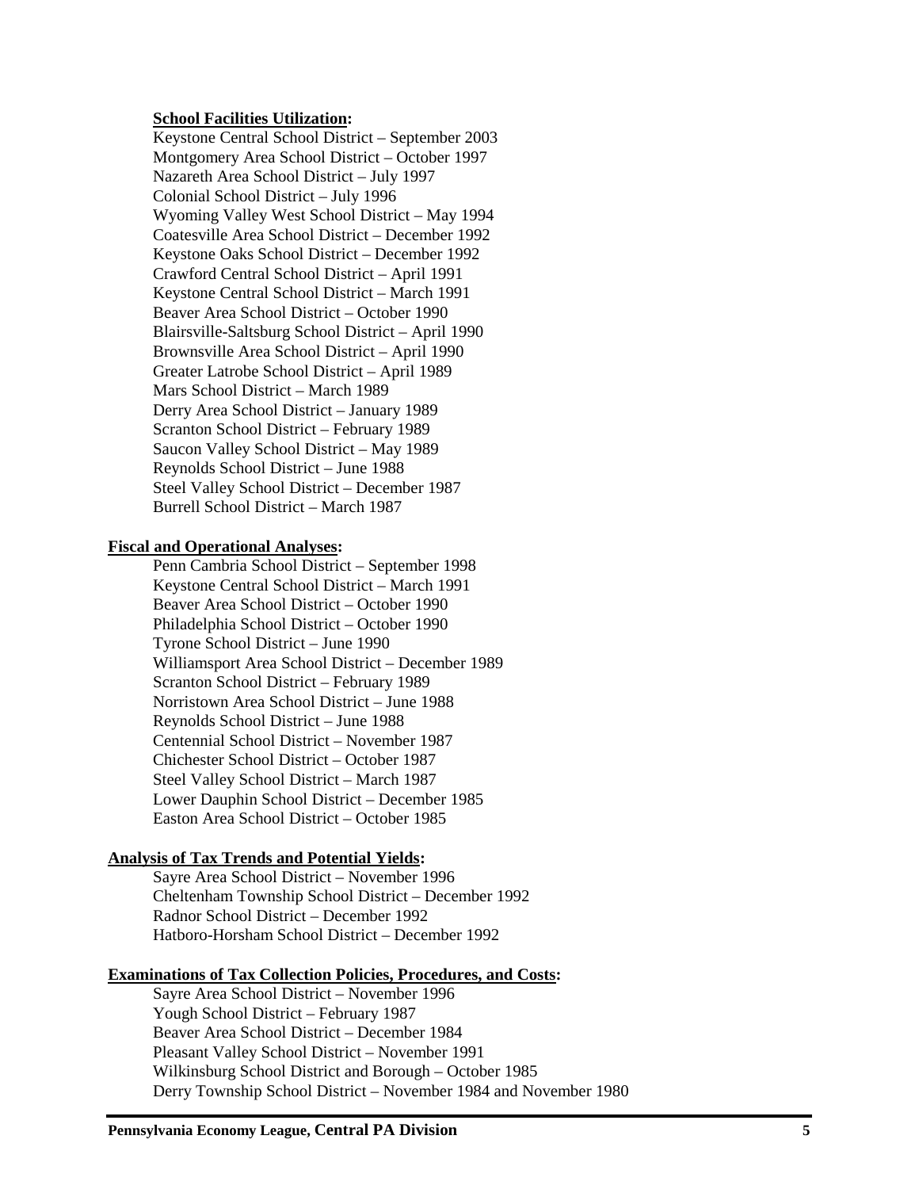**School Facilities Utilization:**

Keystone Central School District – September 2003
Montgomery Area School District – October 1997
Nazareth Area School District – July 1997
Colonial School District – July 1996
Wyoming Valley West School District – May 1994
Coatesville Area School District – December 1992
Keystone Oaks School District – December 1992
Crawford Central School District – April 1991
Keystone Central School District – March 1991
Beaver Area School District – October 1990
Blairsville-Saltsburg School District – April 1990
Brownsville Area School District – April 1990
Greater Latrobe School District – April 1989
Mars School District – March 1989
Derry Area School District – January 1989
Scranton School District – February 1989
Saucon Valley School District – May 1989
Reynolds School District – June 1988
Steel Valley School District – December 1987
Burrell School District – March 1987

**Fiscal and Operational Analyses:**

Penn Cambria School District – September 1998
Keystone Central School District – March 1991
Beaver Area School District – October 1990
Philadelphia School District – October 1990
Tyrone School District – June 1990
Williamsport Area School District – December 1989
Scranton School District – February 1989
Norristown Area School District – June 1988
Reynolds School District – June 1988
Centennial School District – November 1987
Chichester School District – October 1987
Steel Valley School District – March 1987
Lower Dauphin School District – December 1985
Easton Area School District – October 1985

**Analysis of Tax Trends and Potential Yields:**

Sayre Area School District – November 1996
Cheltenham Township School District – December 1992
Radnor School District – December 1992
Hatboro-Horsham School District – December 1992

**Examinations of Tax Collection Policies, Procedures, and Costs:**

Sayre Area School District – November 1996
Yough School District – February 1987
Beaver Area School District – December 1984
Pleasant Valley School District – November 1991
Wilkinsburg School District and Borough – October 1985
Derry Township School District – November 1984 and November 1980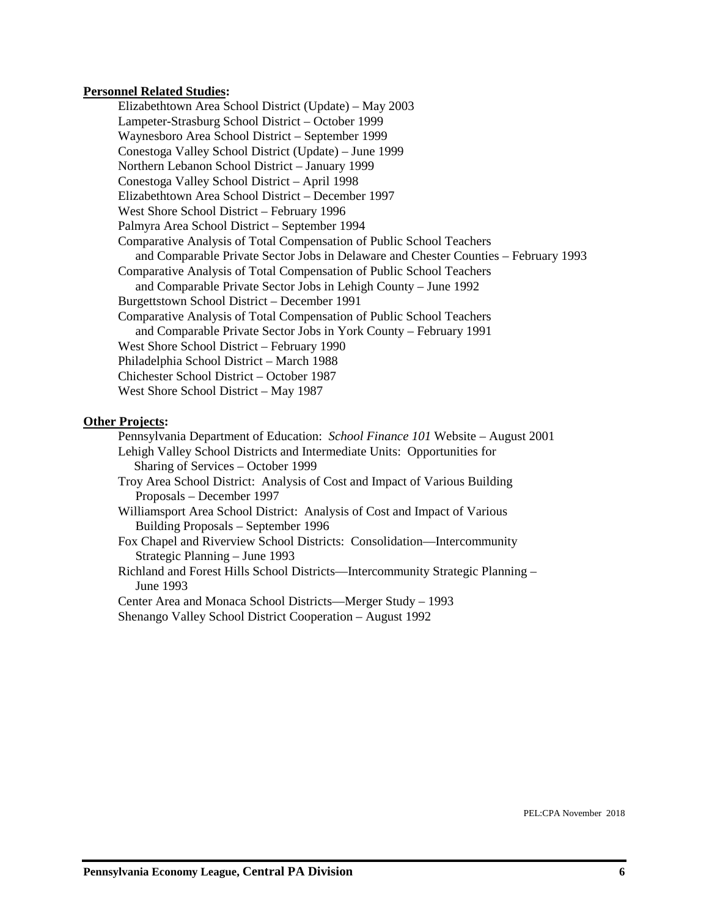**Personnel Related Studies:**

Elizabethtown Area School District (Update) – May 2003
Lampeter-Strasburg School District – October 1999
Waynesboro Area School District – September 1999
Conestoga Valley School District (Update) – June 1999
Northern Lebanon School District – January 1999
Conestoga Valley School District – April 1998
Elizabethtown Area School District – December 1997
West Shore School District – February 1996
Palmyra Area School District – September 1994
Comparative Analysis of Total Compensation of Public School Teachers and Comparable Private Sector Jobs in Delaware and Chester Counties – February 1993
Comparative Analysis of Total Compensation of Public School Teachers and Comparable Private Sector Jobs in Lehigh County – June 1992
Burgettstown School District – December 1991
Comparative Analysis of Total Compensation of Public School Teachers and Comparable Private Sector Jobs in York County – February 1991
West Shore School District – February 1990
Philadelphia School District – March 1988
Chichester School District – October 1987
West Shore School District – May 1987

**Other Projects:**

Pennsylvania Department of Education: *School Finance 101* Website – August 2001
Lehigh Valley School Districts and Intermediate Units: Opportunities for Sharing of Services – October 1999
Troy Area School District: Analysis of Cost and Impact of Various Building Proposals – December 1997
Williamsport Area School District: Analysis of Cost and Impact of Various Building Proposals – September 1996
Fox Chapel and Riverview School Districts: Consolidation—Intercommunity Strategic Planning – June 1993
Richland and Forest Hills School Districts—Intercommunity Strategic Planning – June 1993
Center Area and Monaca School Districts—Merger Study – 1993
Shenango Valley School District Cooperation – August 1992

PEL:CPA November 2018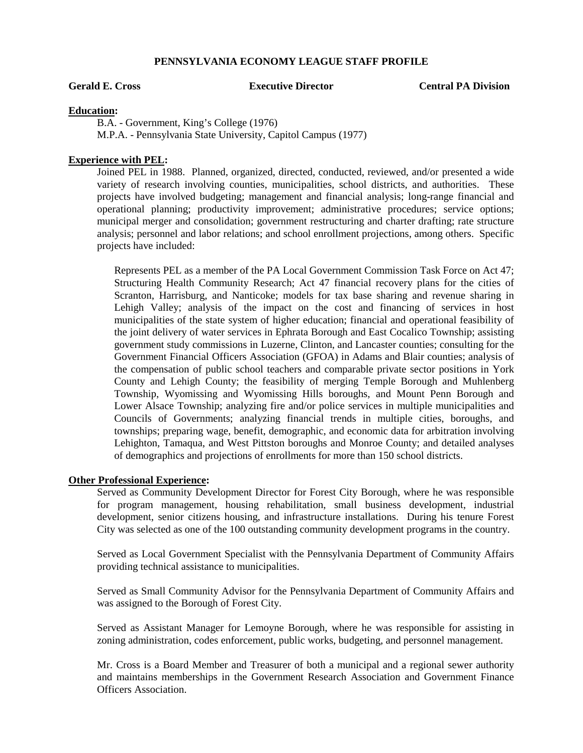**PENNSYLVANIA ECONOMY LEAGUE STAFF PROFILE**

**Gerald E. Cross** **Executive Director** **Central PA Division**

**Education:**

B.A. - Government, King's College (1976)
M.P.A. - Pennsylvania State University, Capitol Campus (1977)

**Experience with PEL:**

Joined PEL in 1988. Planned, organized, directed, conducted, reviewed, and/or presented a wide variety of research involving counties, municipalities, school districts, and authorities. These projects have involved budgeting; management and financial analysis; long-range financial and operational planning; productivity improvement; administrative procedures; service options; municipal merger and consolidation; government restructuring and charter drafting; rate structure analysis; personnel and labor relations; and school enrollment projections, among others. Specific projects have included:

Represents PEL as a member of the PA Local Government Commission Task Force on Act 47; Structuring Health Community Research; Act 47 financial recovery plans for the cities of Scranton, Harrisburg, and Nanticoke; models for tax base sharing and revenue sharing in Lehigh Valley; analysis of the impact on the cost and financing of services in host municipalities of the state system of higher education; financial and operational feasibility of the joint delivery of water services in Ephrata Borough and East Cocalico Township; assisting government study commissions in Luzerne, Clinton, and Lancaster counties; consulting for the Government Financial Officers Association (GFOA) in Adams and Blair counties; analysis of the compensation of public school teachers and comparable private sector positions in York County and Lehigh County; the feasibility of merging Temple Borough and Muhlenberg Township, Wyomissing and Wyomissing Hills boroughs, and Mount Penn Borough and Lower Alsace Township; analyzing fire and/or police services in multiple municipalities and Councils of Governments; analyzing financial trends in multiple cities, boroughs, and townships; preparing wage, benefit, demographic, and economic data for arbitration involving Lehighton, Tamaqua, and West Pittston boroughs and Monroe County; and detailed analyses of demographics and projections of enrollments for more than 150 school districts.

**Other Professional Experience:**

Served as Community Development Director for Forest City Borough, where he was responsible for program management, housing rehabilitation, small business development, industrial development, senior citizens housing, and infrastructure installations. During his tenure Forest City was selected as one of the 100 outstanding community development programs in the country.

Served as Local Government Specialist with the Pennsylvania Department of Community Affairs providing technical assistance to municipalities.

Served as Small Community Advisor for the Pennsylvania Department of Community Affairs and was assigned to the Borough of Forest City.

Served as Assistant Manager for Lemoyne Borough, where he was responsible for assisting in zoning administration, codes enforcement, public works, budgeting, and personnel management.

Mr. Cross is a Board Member and Treasurer of both a municipal and a regional sewer authority and maintains memberships in the Government Research Association and Government Finance Officers Association.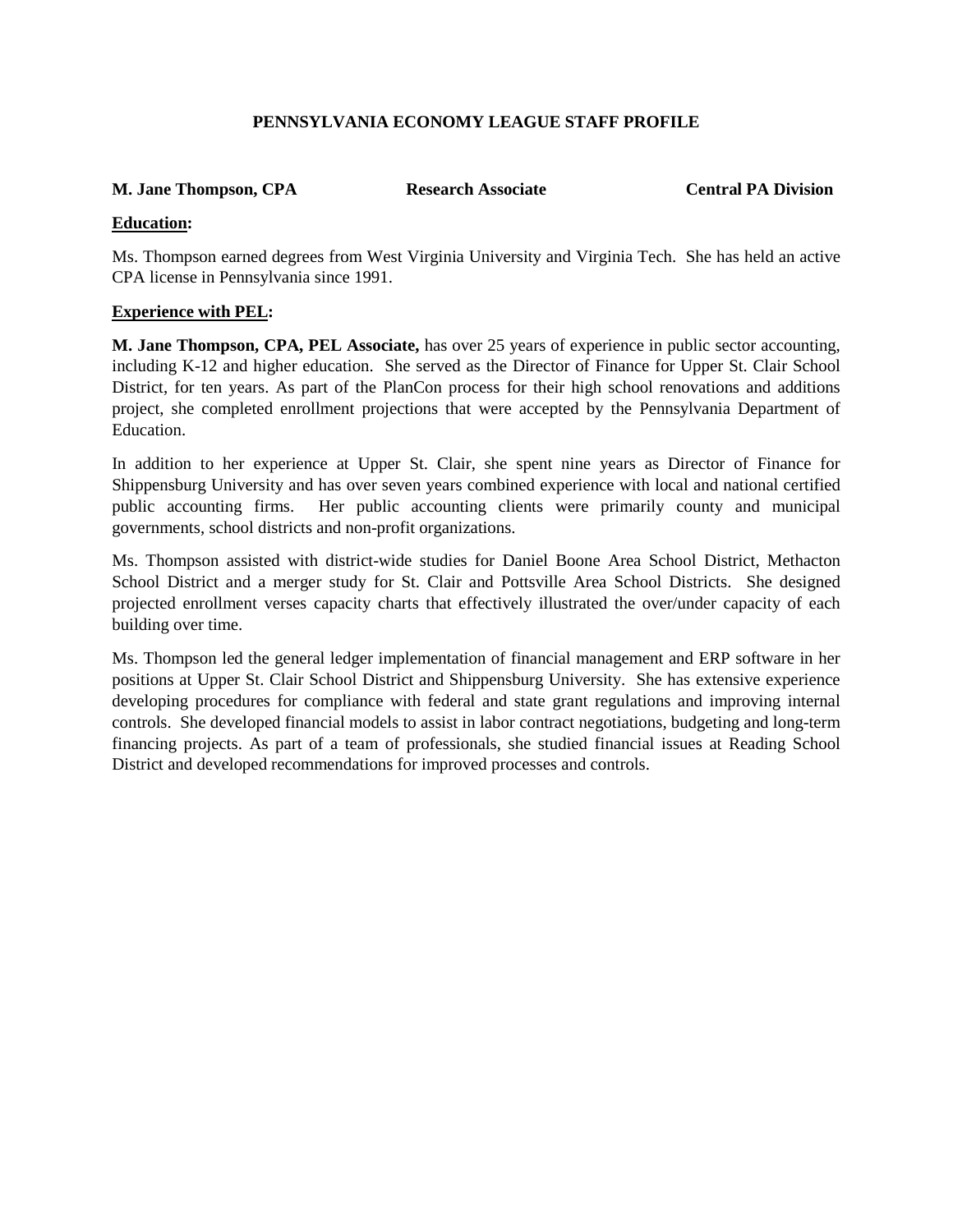**PENNSYLVANIA ECONOMY LEAGUE STAFF PROFILE**

**M. Jane Thompson, CPA** **Research Associate** **Central PA Division**

**Education:**

Ms. Thompson earned degrees from West Virginia University and Virginia Tech. She has held an active CPA license in Pennsylvania since 1991.

**Experience with PEL:**

**M. Jane Thompson, CPA, PEL Associate,** has over 25 years of experience in public sector accounting, including K-12 and higher education. She served as the Director of Finance for Upper St. Clair School District, for ten years. As part of the PlanCon process for their high school renovations and additions project, she completed enrollment projections that were accepted by the Pennsylvania Department of Education.

In addition to her experience at Upper St. Clair, she spent nine years as Director of Finance for Shippensburg University and has over seven years combined experience with local and national certified public accounting firms. Her public accounting clients were primarily county and municipal governments, school districts and non-profit organizations.

Ms. Thompson assisted with district-wide studies for Daniel Boone Area School District, Methacton School District and a merger study for St. Clair and Pottsville Area School Districts. She designed projected enrollment verses capacity charts that effectively illustrated the over/under capacity of each building over time.

Ms. Thompson led the general ledger implementation of financial management and ERP software in her positions at Upper St. Clair School District and Shippensburg University. She has extensive experience developing procedures for compliance with federal and state grant regulations and improving internal controls. She developed financial models to assist in labor contract negotiations, budgeting and long-term financing projects. As part of a team of professionals, she studied financial issues at Reading School District and developed recommendations for improved processes and controls.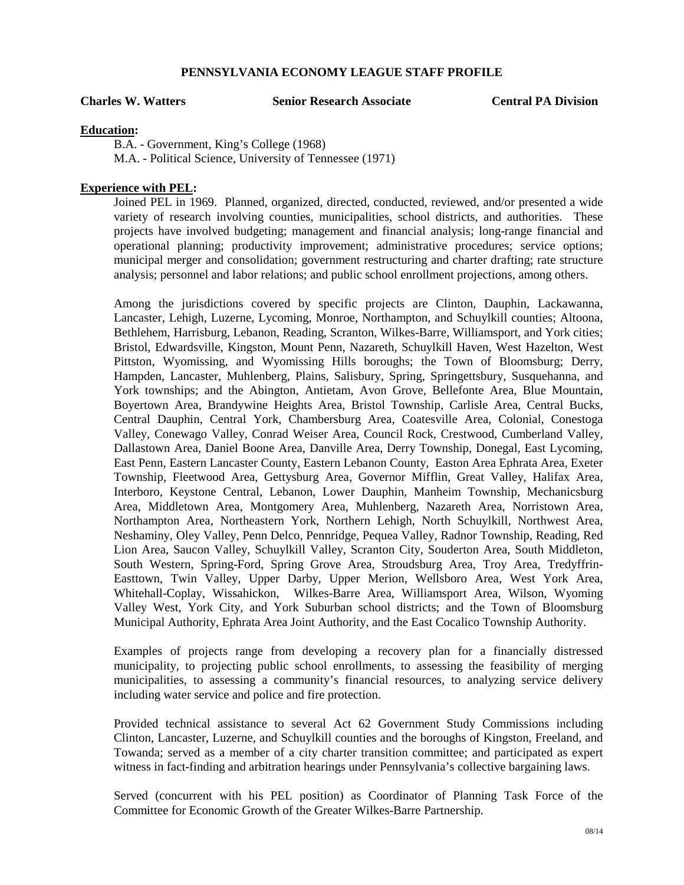# PENNSYLVANIA ECONOMY LEAGUE STAFF PROFILE

**Charles W. Watters** **Senior Research Associate** **Central PA Division**

**Education:**

B.A. - Government, King's College (1968)
M.A. - Political Science, University of Tennessee (1971)

**Experience with PEL:**

Joined PEL in 1969. Planned, organized, directed, conducted, reviewed, and/or presented a wide variety of research involving counties, municipalities, school districts, and authorities. These projects have involved budgeting; management and financial analysis; long-range financial and operational planning; productivity improvement; administrative procedures; service options; municipal merger and consolidation; government restructuring and charter drafting; rate structure analysis; personnel and labor relations; and public school enrollment projections, among others.

Among the jurisdictions covered by specific projects are Clinton, Dauphin, Lackawanna, Lancaster, Lehigh, Luzerne, Lycoming, Monroe, Northampton, and Schuylkill counties; Altoona, Bethlehem, Harrisburg, Lebanon, Reading, Scranton, Wilkes-Barre, Williamsport, and York cities; Bristol, Edwardsville, Kingston, Mount Penn, Nazareth, Schuylkill Haven, West Hazelton, West Pittston, Wyomissing, and Wyomissing Hills boroughs; the Town of Bloomsburg; Derry, Hampden, Lancaster, Muhlenberg, Plains, Salisbury, Spring, Springettsbury, Susquehanna, and York townships; and the Abington, Antietam, Avon Grove, Bellefonte Area, Blue Mountain, Boyertown Area, Brandywine Heights Area, Bristol Township, Carlisle Area, Central Bucks, Central Dauphin, Central York, Chambersburg Area, Coatesville Area, Colonial, Conestoga Valley, Conewago Valley, Conrad Weiser Area, Council Rock, Crestwood, Cumberland Valley, Dallastown Area, Daniel Boone Area, Danville Area, Derry Township, Donegal, East Lycoming, East Penn, Eastern Lancaster County, Eastern Lebanon County, Easton Area Ephrata Area, Exeter Township, Fleetwood Area, Gettysburg Area, Governor Mifflin, Great Valley, Halifax Area, Interboro, Keystone Central, Lebanon, Lower Dauphin, Manheim Township, Mechanicsburg Area, Middletown Area, Montgomery Area, Muhlenberg, Nazareth Area, Norristown Area, Northampton Area, Northeastern York, Northern Lehigh, North Schuylkill, Northwest Area, Neshaminy, Oley Valley, Penn Delco, Pennridge, Pequea Valley, Radnor Township, Reading, Red Lion Area, Saucon Valley, Schuylkill Valley, Scranton City, Souderton Area, South Middleton, South Western, Spring-Ford, Spring Grove Area, Stroudsburg Area, Troy Area, Tredyffrin-Easttown, Twin Valley, Upper Darby, Upper Merion, Wellsboro Area, West York Area, Whitehall-Coplay, Wissahickon, Wilkes-Barre Area, Williamsport Area, Wilson, Wyoming Valley West, York City, and York Suburban school districts; and the Town of Bloomsburg Municipal Authority, Ephrata Area Joint Authority, and the East Cocalico Township Authority.

Examples of projects range from developing a recovery plan for a financially distressed municipality, to projecting public school enrollments, to assessing the feasibility of merging municipalities, to assessing a community's financial resources, to analyzing service delivery including water service and police and fire protection.

Provided technical assistance to several Act 62 Government Study Commissions including Clinton, Lancaster, Luzerne, and Schuylkill counties and the boroughs of Kingston, Freeland, and Towanda; served as a member of a city charter transition committee; and participated as expert witness in fact-finding and arbitration hearings under Pennsylvania's collective bargaining laws.

Served (concurrent with his PEL position) as Coordinator of Planning Task Force of the Committee for Economic Growth of the Greater Wilkes-Barre Partnership.

08/14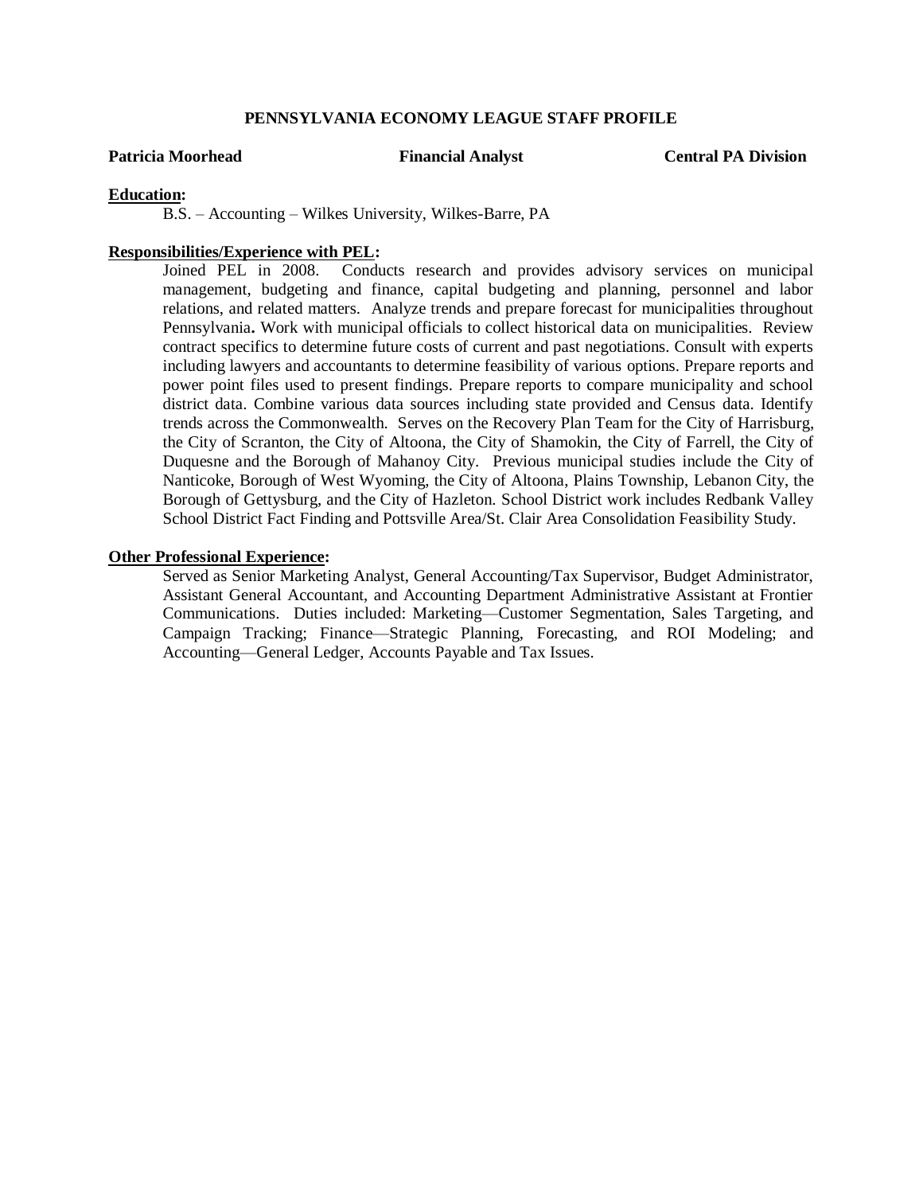## PENNSYLVANIA ECONOMY LEAGUE STAFF PROFILE

**Patricia Moorhead** **Financial Analyst** **Central PA Division**

**Education:**

B.S. – Accounting – Wilkes University, Wilkes-Barre, PA

**Responsibilities/Experience with PEL:**

Joined PEL in 2008. Conducts research and provides advisory services on municipal management, budgeting and finance, capital budgeting and planning, personnel and labor relations, and related matters. Analyze trends and prepare forecast for municipalities throughout Pennsylvania. Work with municipal officials to collect historical data on municipalities. Review contract specifics to determine future costs of current and past negotiations. Consult with experts including lawyers and accountants to determine feasibility of various options. Prepare reports and power point files used to present findings. Prepare reports to compare municipality and school district data. Combine various data sources including state provided and Census data. Identify trends across the Commonwealth. Serves on the Recovery Plan Team for the City of Harrisburg, the City of Scranton, the City of Altoona, the City of Shamokin, the City of Farrell, the City of Duquesne and the Borough of Mahanoy City. Previous municipal studies include the City of Nanticoke, Borough of West Wyoming, the City of Altoona, Plains Township, Lebanon City, the Borough of Gettysburg, and the City of Hazleton. School District work includes Redbank Valley School District Fact Finding and Pottsville Area/St. Clair Area Consolidation Feasibility Study.

**Other Professional Experience:**

Served as Senior Marketing Analyst, General Accounting/Tax Supervisor, Budget Administrator, Assistant General Accountant, and Accounting Department Administrative Assistant at Frontier Communications. Duties included: Marketing—Customer Segmentation, Sales Targeting, and Campaign Tracking; Finance—Strategic Planning, Forecasting, and ROI Modeling; and Accounting—General Ledger, Accounts Payable and Tax Issues.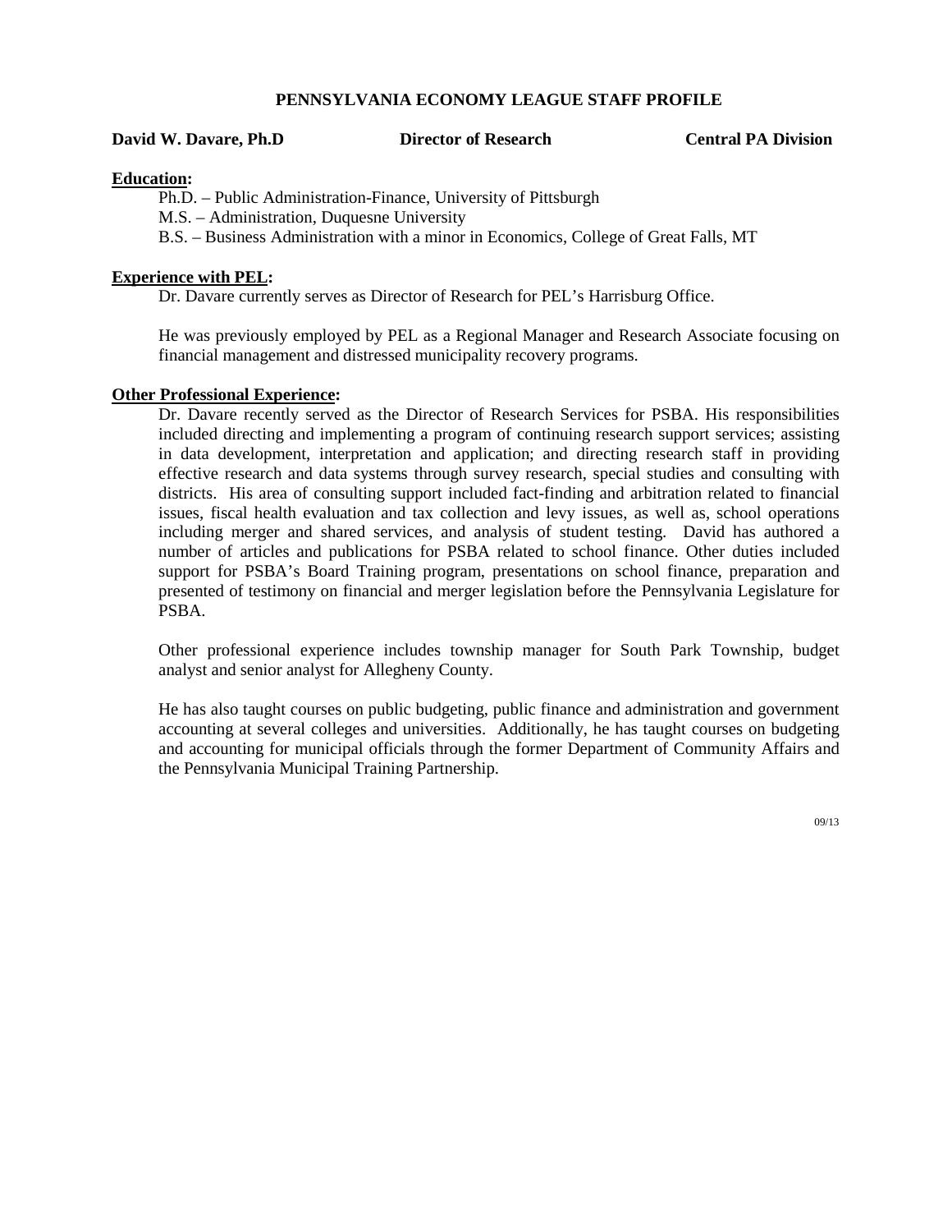# PENNSYLVANIA ECONOMY LEAGUE STAFF PROFILE

**David W. Davare, Ph.D** **Director of Research** **Central PA Division**

**Education:**

Ph.D. – Public Administration-Finance, University of Pittsburgh
M.S. – Administration, Duquesne University
B.S. – Business Administration with a minor in Economics, College of Great Falls, MT

**Experience with PEL:**

Dr. Davare currently serves as Director of Research for PEL's Harrisburg Office.

He was previously employed by PEL as a Regional Manager and Research Associate focusing on financial management and distressed municipality recovery programs.

**Other Professional Experience:**

Dr. Davare recently served as the Director of Research Services for PSBA. His responsibilities included directing and implementing a program of continuing research support services; assisting in data development, interpretation and application; and directing research staff in providing effective research and data systems through survey research, special studies and consulting with districts. His area of consulting support included fact-finding and arbitration related to financial issues, fiscal health evaluation and tax collection and levy issues, as well as, school operations including merger and shared services, and analysis of student testing. David has authored a number of articles and publications for PSBA related to school finance. Other duties included support for PSBA's Board Training program, presentations on school finance, preparation and presented of testimony on financial and merger legislation before the Pennsylvania Legislature for PSBA.

Other professional experience includes township manager for South Park Township, budget analyst and senior analyst for Allegheny County.

He has also taught courses on public budgeting, public finance and administration and government accounting at several colleges and universities. Additionally, he has taught courses on budgeting and accounting for municipal officials through the former Department of Community Affairs and the Pennsylvania Municipal Training Partnership.

09/13